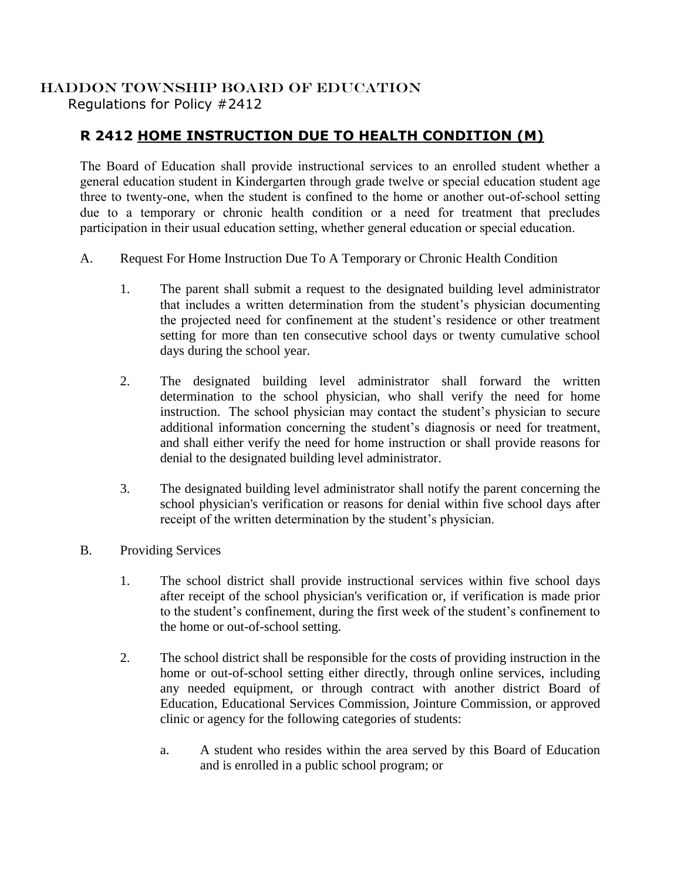# HADDON TOWNSHIP BOARD OF EDUCATION

Regulations for Policy #2412

## R 2412 HOME INSTRUCTION DUE TO HEALTH CONDITION (M)

The Board of Education shall provide instructional services to an enrolled student whether a general education student in Kindergarten through grade twelve or special education student age three to twenty-one, when the student is confined to the home or another out-of-school setting due to a temporary or chronic health condition or a need for treatment that precludes participation in their usual education setting, whether general education or special education.

A. Request For Home Instruction Due To A Temporary or Chronic Health Condition

1. The parent shall submit a request to the designated building level administrator that includes a written determination from the student's physician documenting the projected need for confinement at the student's residence or other treatment setting for more than ten consecutive school days or twenty cumulative school days during the school year.

2. The designated building level administrator shall forward the written determination to the school physician, who shall verify the need for home instruction. The school physician may contact the student's physician to secure additional information concerning the student's diagnosis or need for treatment, and shall either verify the need for home instruction or shall provide reasons for denial to the designated building level administrator.

3. The designated building level administrator shall notify the parent concerning the school physician's verification or reasons for denial within five school days after receipt of the written determination by the student's physician.

B. Providing Services

1. The school district shall provide instructional services within five school days after receipt of the school physician's verification or, if verification is made prior to the student's confinement, during the first week of the student's confinement to the home or out-of-school setting.

2. The school district shall be responsible for the costs of providing instruction in the home or out-of-school setting either directly, through online services, including any needed equipment, or through contract with another district Board of Education, Educational Services Commission, Jointure Commission, or approved clinic or agency for the following categories of students:

   a. A student who resides within the area served by this Board of Education and is enrolled in a public school program; or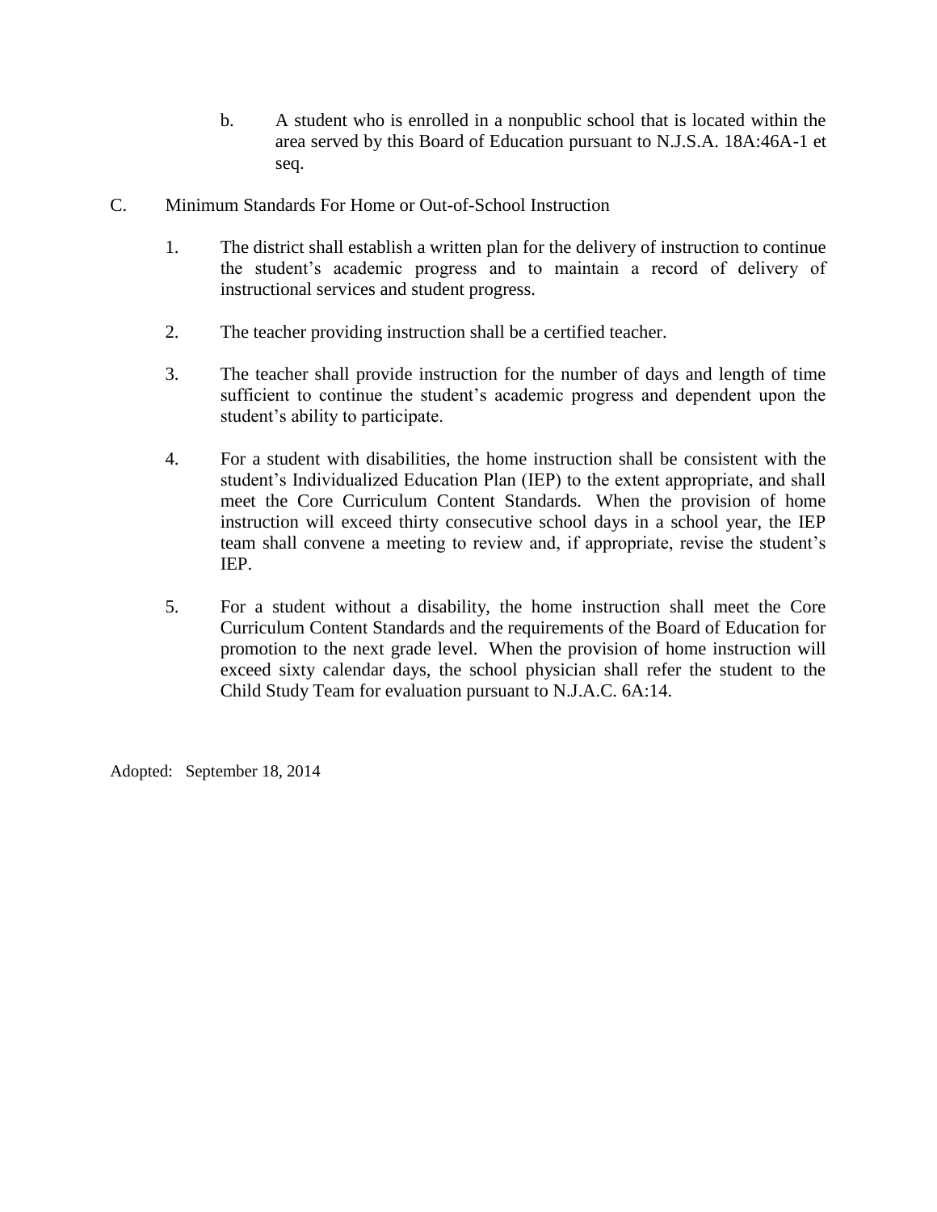b. A student who is enrolled in a nonpublic school that is located within the area served by this Board of Education pursuant to N.J.S.A. 18A:46A-1 et seq.

C. Minimum Standards For Home or Out-of-School Instruction

1. The district shall establish a written plan for the delivery of instruction to continue the student's academic progress and to maintain a record of delivery of instructional services and student progress.

2. The teacher providing instruction shall be a certified teacher.

3. The teacher shall provide instruction for the number of days and length of time sufficient to continue the student's academic progress and dependent upon the student's ability to participate.

4. For a student with disabilities, the home instruction shall be consistent with the student's Individualized Education Plan (IEP) to the extent appropriate, and shall meet the Core Curriculum Content Standards. When the provision of home instruction will exceed thirty consecutive school days in a school year, the IEP team shall convene a meeting to review and, if appropriate, revise the student's IEP.

5. For a student without a disability, the home instruction shall meet the Core Curriculum Content Standards and the requirements of the Board of Education for promotion to the next grade level. When the provision of home instruction will exceed sixty calendar days, the school physician shall refer the student to the Child Study Team for evaluation pursuant to N.J.A.C. 6A:14.

Adopted: September 18, 2014